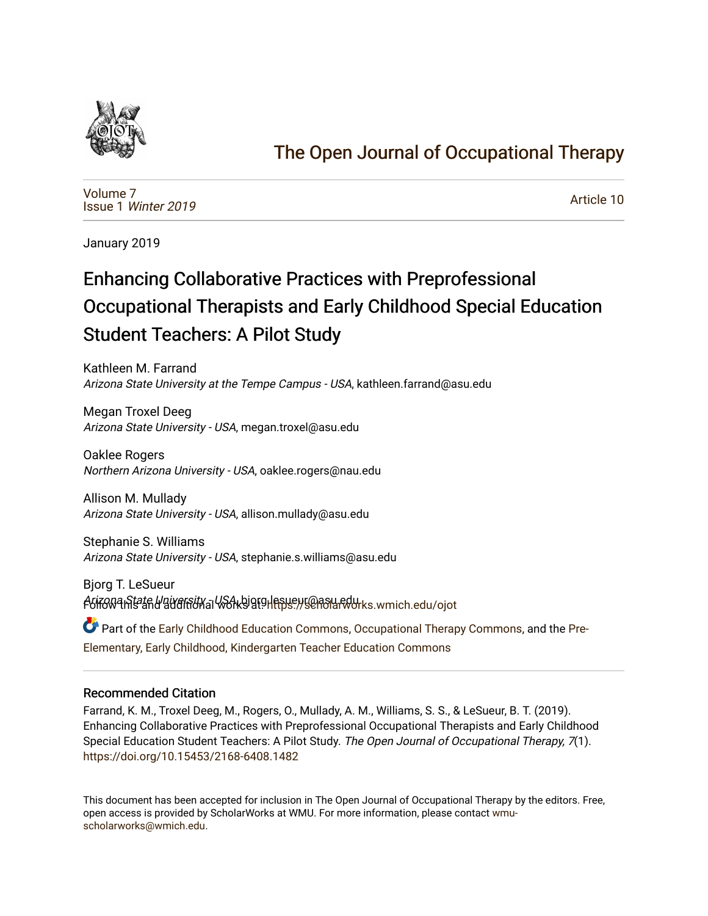# The Open Journal of Occupational Therapy

Volume 7
Issue 1 *Winter 2019*

Article 10

January 2019

# Enhancing Collaborative Practices with Preprofessional Occupational Therapists and Early Childhood Special Education Student Teachers: A Pilot Study

Kathleen M. Farrand
*Arizona State University at the Tempe Campus - USA*, kathleen.farrand@asu.edu

Megan Troxel Deeg
*Arizona State University - USA*, megan.troxel@asu.edu

Oaklee Rogers
*Northern Arizona University - USA*, oaklee.rogers@nau.edu

Allison M. Mullady
*Arizona State University - USA*, allison.mullady@asu.edu

Stephanie S. Williams
*Arizona State University - USA*, stephanie.s.williams@asu.edu

Bjorg T. LeSueur
*Arizona State University - USA*, bjorg.lesueur@asu.edu

Follow this and additional works at: https://scholarworks.wmich.edu/ojot

Part of the Early Childhood Education Commons, Occupational Therapy Commons, and the Pre-Elementary, Early Childhood, Kindergarten Teacher Education Commons

## Recommended Citation

Farrand, K. M., Troxel Deeg, M., Rogers, O., Mullady, A. M., Williams, S. S., & LeSueur, B. T. (2019). Enhancing Collaborative Practices with Preprofessional Occupational Therapists and Early Childhood Special Education Student Teachers: A Pilot Study. *The Open Journal of Occupational Therapy, 7*(1). https://doi.org/10.15453/2168-6408.1482

This document has been accepted for inclusion in The Open Journal of Occupational Therapy by the editors. Free, open access is provided by ScholarWorks at WMU. For more information, please contact wmu-scholarworks@wmich.edu.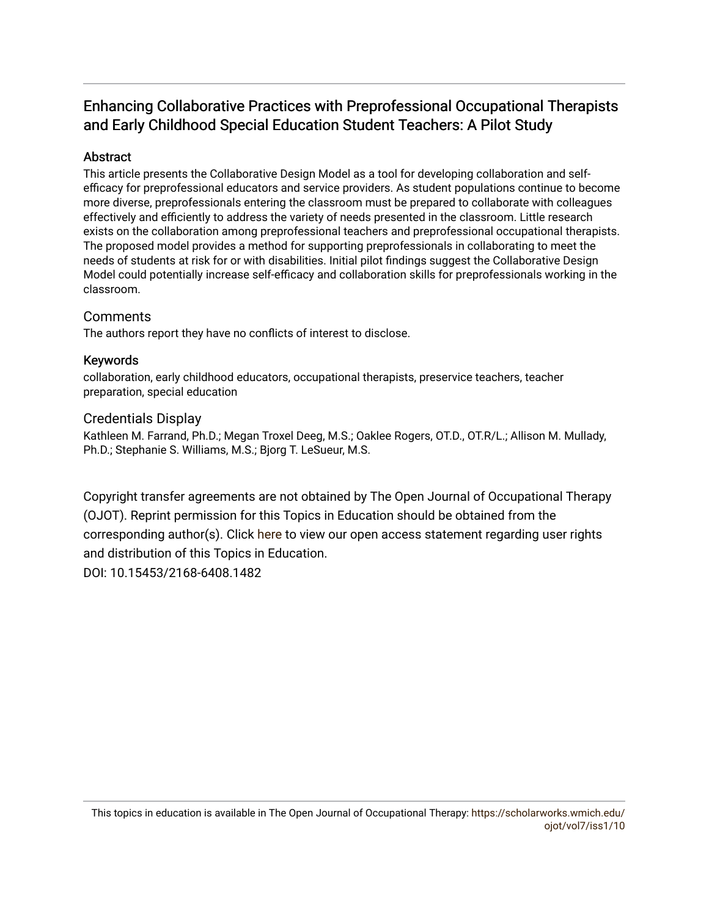# Enhancing Collaborative Practices with Preprofessional Occupational Therapists and Early Childhood Special Education Student Teachers: A Pilot Study

## Abstract

This article presents the Collaborative Design Model as a tool for developing collaboration and self-efficacy for preprofessional educators and service providers. As student populations continue to become more diverse, preprofessionals entering the classroom must be prepared to collaborate with colleagues effectively and efficiently to address the variety of needs presented in the classroom. Little research exists on the collaboration among preprofessional teachers and preprofessional occupational therapists. The proposed model provides a method for supporting preprofessionals in collaborating to meet the needs of students at risk for or with disabilities. Initial pilot findings suggest the Collaborative Design Model could potentially increase self-efficacy and collaboration skills for preprofessionals working in the classroom.

## Comments

The authors report they have no conflicts of interest to disclose.

## Keywords

collaboration, early childhood educators, occupational therapists, preservice teachers, teacher preparation, special education

## Credentials Display

Kathleen M. Farrand, Ph.D.; Megan Troxel Deeg, M.S.; Oaklee Rogers, OT.D., OT.R/L.; Allison M. Mullady, Ph.D.; Stephanie S. Williams, M.S.; Bjorg T. LeSueur, M.S.

Copyright transfer agreements are not obtained by The Open Journal of Occupational Therapy (OJOT). Reprint permission for this Topics in Education should be obtained from the corresponding author(s). Click here to view our open access statement regarding user rights and distribution of this Topics in Education.

DOI: 10.15453/2168-6408.1482

This topics in education is available in The Open Journal of Occupational Therapy: https://scholarworks.wmich.edu/ojot/vol7/iss1/10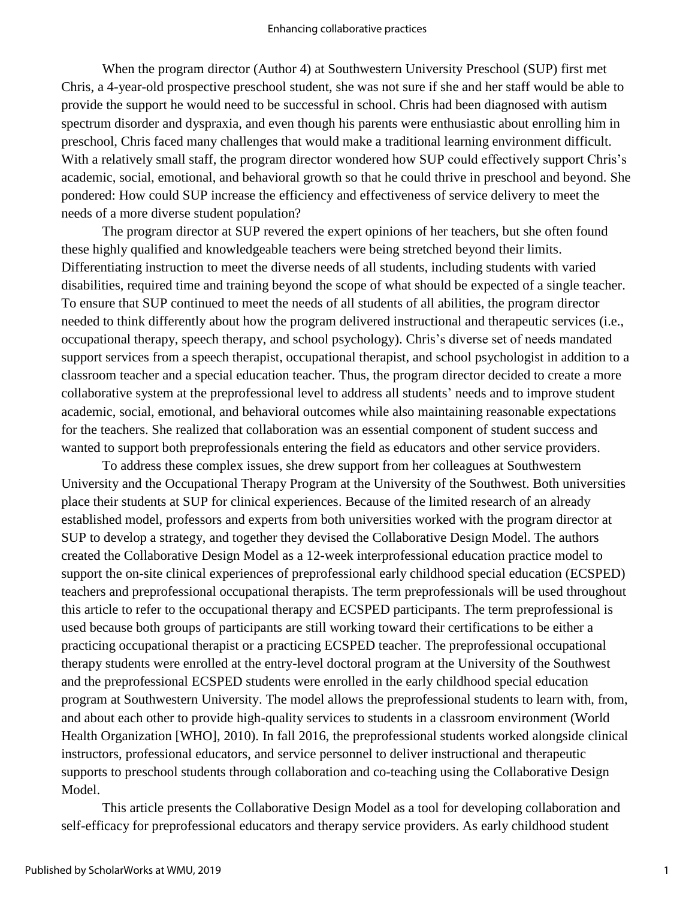When the program director (Author 4) at Southwestern University Preschool (SUP) first met Chris, a 4-year-old prospective preschool student, she was not sure if she and her staff would be able to provide the support he would need to be successful in school. Chris had been diagnosed with autism spectrum disorder and dyspraxia, and even though his parents were enthusiastic about enrolling him in preschool, Chris faced many challenges that would make a traditional learning environment difficult. With a relatively small staff, the program director wondered how SUP could effectively support Chris's academic, social, emotional, and behavioral growth so that he could thrive in preschool and beyond. She pondered: How could SUP increase the efficiency and effectiveness of service delivery to meet the needs of a more diverse student population?

The program director at SUP revered the expert opinions of her teachers, but she often found these highly qualified and knowledgeable teachers were being stretched beyond their limits. Differentiating instruction to meet the diverse needs of all students, including students with varied disabilities, required time and training beyond the scope of what should be expected of a single teacher. To ensure that SUP continued to meet the needs of all students of all abilities, the program director needed to think differently about how the program delivered instructional and therapeutic services (i.e., occupational therapy, speech therapy, and school psychology). Chris's diverse set of needs mandated support services from a speech therapist, occupational therapist, and school psychologist in addition to a classroom teacher and a special education teacher. Thus, the program director decided to create a more collaborative system at the preprofessional level to address all students' needs and to improve student academic, social, emotional, and behavioral outcomes while also maintaining reasonable expectations for the teachers. She realized that collaboration was an essential component of student success and wanted to support both preprofessionals entering the field as educators and other service providers.

To address these complex issues, she drew support from her colleagues at Southwestern University and the Occupational Therapy Program at the University of the Southwest. Both universities place their students at SUP for clinical experiences. Because of the limited research of an already established model, professors and experts from both universities worked with the program director at SUP to develop a strategy, and together they devised the Collaborative Design Model. The authors created the Collaborative Design Model as a 12-week interprofessional education practice model to support the on-site clinical experiences of preprofessional early childhood special education (ECSPED) teachers and preprofessional occupational therapists. The term preprofessionals will be used throughout this article to refer to the occupational therapy and ECSPED participants. The term preprofessional is used because both groups of participants are still working toward their certifications to be either a practicing occupational therapist or a practicing ECSPED teacher. The preprofessional occupational therapy students were enrolled at the entry-level doctoral program at the University of the Southwest and the preprofessional ECSPED students were enrolled in the early childhood special education program at Southwestern University. The model allows the preprofessional students to learn with, from, and about each other to provide high-quality services to students in a classroom environment (World Health Organization [WHO], 2010). In fall 2016, the preprofessional students worked alongside clinical instructors, professional educators, and service personnel to deliver instructional and therapeutic supports to preschool students through collaboration and co-teaching using the Collaborative Design Model.

This article presents the Collaborative Design Model as a tool for developing collaboration and self-efficacy for preprofessional educators and therapy service providers. As early childhood student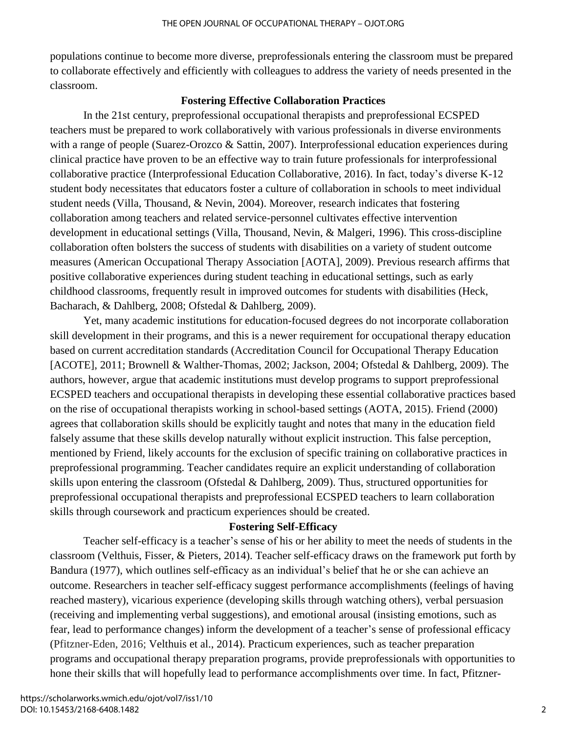populations continue to become more diverse, preprofessionals entering the classroom must be prepared to collaborate effectively and efficiently with colleagues to address the variety of needs presented in the classroom.

## Fostering Effective Collaboration Practices

In the 21st century, preprofessional occupational therapists and preprofessional ECSPED teachers must be prepared to work collaboratively with various professionals in diverse environments with a range of people (Suarez-Orozco & Sattin, 2007). Interprofessional education experiences during clinical practice have proven to be an effective way to train future professionals for interprofessional collaborative practice (Interprofessional Education Collaborative, 2016). In fact, today's diverse K-12 student body necessitates that educators foster a culture of collaboration in schools to meet individual student needs (Villa, Thousand, & Nevin, 2004). Moreover, research indicates that fostering collaboration among teachers and related service-personnel cultivates effective intervention development in educational settings (Villa, Thousand, Nevin, & Malgeri, 1996). This cross-discipline collaboration often bolsters the success of students with disabilities on a variety of student outcome measures (American Occupational Therapy Association [AOTA], 2009). Previous research affirms that positive collaborative experiences during student teaching in educational settings, such as early childhood classrooms, frequently result in improved outcomes for students with disabilities (Heck, Bacharach, & Dahlberg, 2008; Ofstedal & Dahlberg, 2009).

Yet, many academic institutions for education-focused degrees do not incorporate collaboration skill development in their programs, and this is a newer requirement for occupational therapy education based on current accreditation standards (Accreditation Council for Occupational Therapy Education [ACOTE], 2011; Brownell & Walther-Thomas, 2002; Jackson, 2004; Ofstedal & Dahlberg, 2009). The authors, however, argue that academic institutions must develop programs to support preprofessional ECSPED teachers and occupational therapists in developing these essential collaborative practices based on the rise of occupational therapists working in school-based settings (AOTA, 2015). Friend (2000) agrees that collaboration skills should be explicitly taught and notes that many in the education field falsely assume that these skills develop naturally without explicit instruction. This false perception, mentioned by Friend, likely accounts for the exclusion of specific training on collaborative practices in preprofessional programming. Teacher candidates require an explicit understanding of collaboration skills upon entering the classroom (Ofstedal & Dahlberg, 2009). Thus, structured opportunities for preprofessional occupational therapists and preprofessional ECSPED teachers to learn collaboration skills through coursework and practicum experiences should be created.

## Fostering Self-Efficacy

Teacher self-efficacy is a teacher's sense of his or her ability to meet the needs of students in the classroom (Velthuis, Fisser, & Pieters, 2014). Teacher self-efficacy draws on the framework put forth by Bandura (1977), which outlines self-efficacy as an individual's belief that he or she can achieve an outcome. Researchers in teacher self-efficacy suggest performance accomplishments (feelings of having reached mastery), vicarious experience (developing skills through watching others), verbal persuasion (receiving and implementing verbal suggestions), and emotional arousal (insisting emotions, such as fear, lead to performance changes) inform the development of a teacher's sense of professional efficacy (Pfitzner-Eden, 2016; Velthuis et al., 2014). Practicum experiences, such as teacher preparation programs and occupational therapy preparation programs, provide preprofessionals with opportunities to hone their skills that will hopefully lead to performance accomplishments over time. In fact, Pfitzner-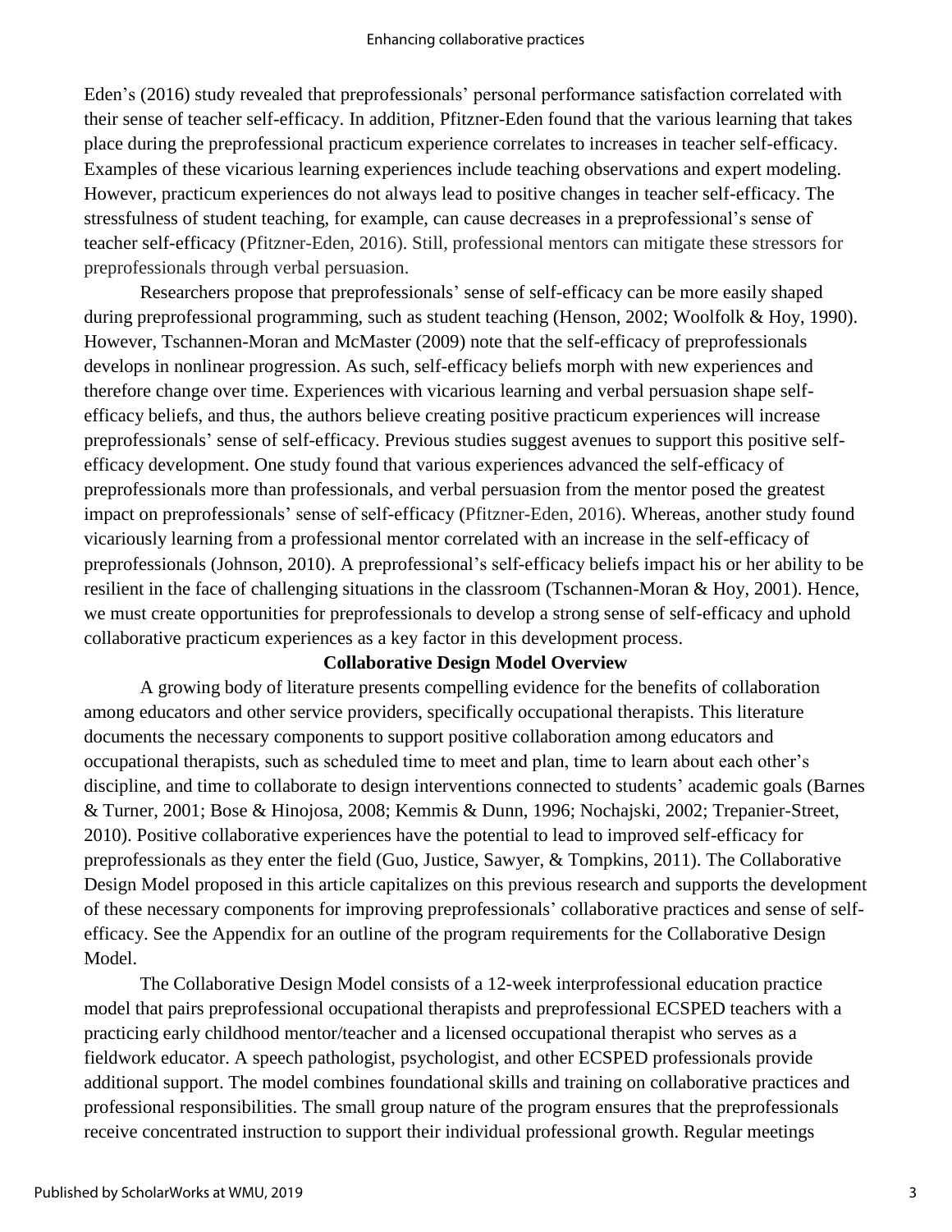Eden's (2016) study revealed that preprofessionals' personal performance satisfaction correlated with their sense of teacher self-efficacy. In addition, Pfitzner-Eden found that the various learning that takes place during the preprofessional practicum experience correlates to increases in teacher self-efficacy. Examples of these vicarious learning experiences include teaching observations and expert modeling. However, practicum experiences do not always lead to positive changes in teacher self-efficacy. The stressfulness of student teaching, for example, can cause decreases in a preprofessional's sense of teacher self-efficacy (Pfitzner-Eden, 2016). Still, professional mentors can mitigate these stressors for preprofessionals through verbal persuasion.

Researchers propose that preprofessionals' sense of self-efficacy can be more easily shaped during preprofessional programming, such as student teaching (Henson, 2002; Woolfolk & Hoy, 1990). However, Tschannen-Moran and McMaster (2009) note that the self-efficacy of preprofessionals develops in nonlinear progression. As such, self-efficacy beliefs morph with new experiences and therefore change over time. Experiences with vicarious learning and verbal persuasion shape self-efficacy beliefs, and thus, the authors believe creating positive practicum experiences will increase preprofessionals' sense of self-efficacy. Previous studies suggest avenues to support this positive self-efficacy development. One study found that various experiences advanced the self-efficacy of preprofessionals more than professionals, and verbal persuasion from the mentor posed the greatest impact on preprofessionals' sense of self-efficacy (Pfitzner-Eden, 2016). Whereas, another study found vicariously learning from a professional mentor correlated with an increase in the self-efficacy of preprofessionals (Johnson, 2010). A preprofessional's self-efficacy beliefs impact his or her ability to be resilient in the face of challenging situations in the classroom (Tschannen-Moran & Hoy, 2001). Hence, we must create opportunities for preprofessionals to develop a strong sense of self-efficacy and uphold collaborative practicum experiences as a key factor in this development process.

## Collaborative Design Model Overview

A growing body of literature presents compelling evidence for the benefits of collaboration among educators and other service providers, specifically occupational therapists. This literature documents the necessary components to support positive collaboration among educators and occupational therapists, such as scheduled time to meet and plan, time to learn about each other's discipline, and time to collaborate to design interventions connected to students' academic goals (Barnes & Turner, 2001; Bose & Hinojosa, 2008; Kemmis & Dunn, 1996; Nochajski, 2002; Trepanier-Street, 2010). Positive collaborative experiences have the potential to lead to improved self-efficacy for preprofessionals as they enter the field (Guo, Justice, Sawyer, & Tompkins, 2011). The Collaborative Design Model proposed in this article capitalizes on this previous research and supports the development of these necessary components for improving preprofessionals' collaborative practices and sense of self-efficacy. See the Appendix for an outline of the program requirements for the Collaborative Design Model.

The Collaborative Design Model consists of a 12-week interprofessional education practice model that pairs preprofessional occupational therapists and preprofessional ECSPED teachers with a practicing early childhood mentor/teacher and a licensed occupational therapist who serves as a fieldwork educator. A speech pathologist, psychologist, and other ECSPED professionals provide additional support. The model combines foundational skills and training on collaborative practices and professional responsibilities. The small group nature of the program ensures that the preprofessionals receive concentrated instruction to support their individual professional growth. Regular meetings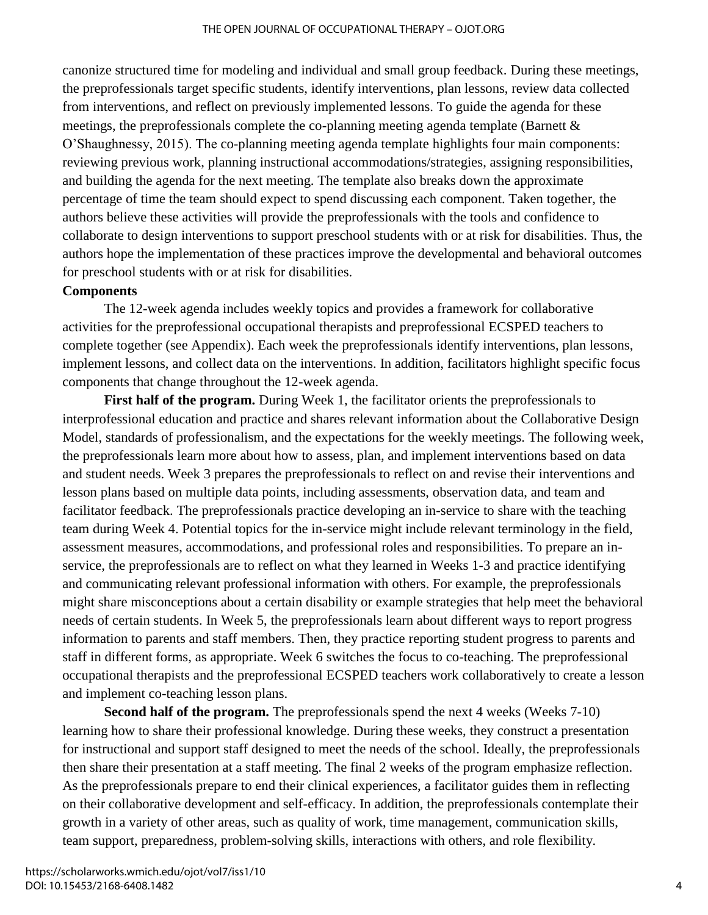canonize structured time for modeling and individual and small group feedback. During these meetings, the preprofessionals target specific students, identify interventions, plan lessons, review data collected from interventions, and reflect on previously implemented lessons. To guide the agenda for these meetings, the preprofessionals complete the co-planning meeting agenda template (Barnett & O'Shaughnessy, 2015). The co-planning meeting agenda template highlights four main components: reviewing previous work, planning instructional accommodations/strategies, assigning responsibilities, and building the agenda for the next meeting. The template also breaks down the approximate percentage of time the team should expect to spend discussing each component. Taken together, the authors believe these activities will provide the preprofessionals with the tools and confidence to collaborate to design interventions to support preschool students with or at risk for disabilities. Thus, the authors hope the implementation of these practices improve the developmental and behavioral outcomes for preschool students with or at risk for disabilities.

**Components**

The 12-week agenda includes weekly topics and provides a framework for collaborative activities for the preprofessional occupational therapists and preprofessional ECSPED teachers to complete together (see Appendix). Each week the preprofessionals identify interventions, plan lessons, implement lessons, and collect data on the interventions. In addition, facilitators highlight specific focus components that change throughout the 12-week agenda.

**First half of the program.** During Week 1, the facilitator orients the preprofessionals to interprofessional education and practice and shares relevant information about the Collaborative Design Model, standards of professionalism, and the expectations for the weekly meetings. The following week, the preprofessionals learn more about how to assess, plan, and implement interventions based on data and student needs. Week 3 prepares the preprofessionals to reflect on and revise their interventions and lesson plans based on multiple data points, including assessments, observation data, and team and facilitator feedback. The preprofessionals practice developing an in-service to share with the teaching team during Week 4. Potential topics for the in-service might include relevant terminology in the field, assessment measures, accommodations, and professional roles and responsibilities. To prepare an in-service, the preprofessionals are to reflect on what they learned in Weeks 1-3 and practice identifying and communicating relevant professional information with others. For example, the preprofessionals might share misconceptions about a certain disability or example strategies that help meet the behavioral needs of certain students. In Week 5, the preprofessionals learn about different ways to report progress information to parents and staff members. Then, they practice reporting student progress to parents and staff in different forms, as appropriate. Week 6 switches the focus to co-teaching. The preprofessional occupational therapists and the preprofessional ECSPED teachers work collaboratively to create a lesson and implement co-teaching lesson plans.

**Second half of the program.** The preprofessionals spend the next 4 weeks (Weeks 7-10) learning how to share their professional knowledge. During these weeks, they construct a presentation for instructional and support staff designed to meet the needs of the school. Ideally, the preprofessionals then share their presentation at a staff meeting. The final 2 weeks of the program emphasize reflection. As the preprofessionals prepare to end their clinical experiences, a facilitator guides them in reflecting on their collaborative development and self-efficacy. In addition, the preprofessionals contemplate their growth in a variety of other areas, such as quality of work, time management, communication skills, team support, preparedness, problem-solving skills, interactions with others, and role flexibility.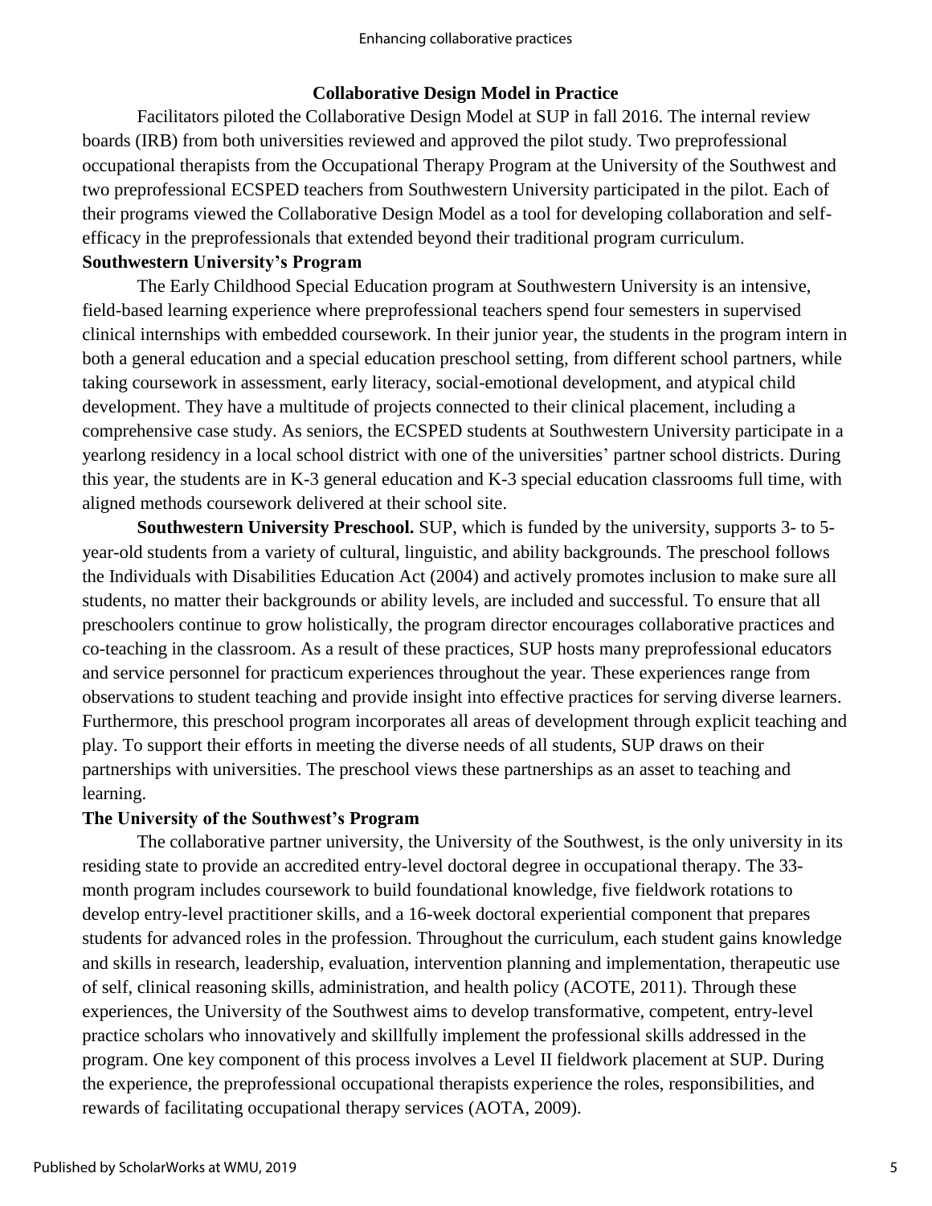## Collaborative Design Model in Practice

Facilitators piloted the Collaborative Design Model at SUP in fall 2016. The internal review boards (IRB) from both universities reviewed and approved the pilot study. Two preprofessional occupational therapists from the Occupational Therapy Program at the University of the Southwest and two preprofessional ECSPED teachers from Southwestern University participated in the pilot. Each of their programs viewed the Collaborative Design Model as a tool for developing collaboration and self-efficacy in the preprofessionals that extended beyond their traditional program curriculum.

### Southwestern University's Program

The Early Childhood Special Education program at Southwestern University is an intensive, field-based learning experience where preprofessional teachers spend four semesters in supervised clinical internships with embedded coursework. In their junior year, the students in the program intern in both a general education and a special education preschool setting, from different school partners, while taking coursework in assessment, early literacy, social-emotional development, and atypical child development. They have a multitude of projects connected to their clinical placement, including a comprehensive case study. As seniors, the ECSPED students at Southwestern University participate in a yearlong residency in a local school district with one of the universities' partner school districts. During this year, the students are in K-3 general education and K-3 special education classrooms full time, with aligned methods coursework delivered at their school site.

**Southwestern University Preschool.** SUP, which is funded by the university, supports 3- to 5-year-old students from a variety of cultural, linguistic, and ability backgrounds. The preschool follows the Individuals with Disabilities Education Act (2004) and actively promotes inclusion to make sure all students, no matter their backgrounds or ability levels, are included and successful. To ensure that all preschoolers continue to grow holistically, the program director encourages collaborative practices and co-teaching in the classroom. As a result of these practices, SUP hosts many preprofessional educators and service personnel for practicum experiences throughout the year. These experiences range from observations to student teaching and provide insight into effective practices for serving diverse learners. Furthermore, this preschool program incorporates all areas of development through explicit teaching and play. To support their efforts in meeting the diverse needs of all students, SUP draws on their partnerships with universities. The preschool views these partnerships as an asset to teaching and learning.

### The University of the Southwest's Program

The collaborative partner university, the University of the Southwest, is the only university in its residing state to provide an accredited entry-level doctoral degree in occupational therapy. The 33-month program includes coursework to build foundational knowledge, five fieldwork rotations to develop entry-level practitioner skills, and a 16-week doctoral experiential component that prepares students for advanced roles in the profession. Throughout the curriculum, each student gains knowledge and skills in research, leadership, evaluation, intervention planning and implementation, therapeutic use of self, clinical reasoning skills, administration, and health policy (ACOTE, 2011). Through these experiences, the University of the Southwest aims to develop transformative, competent, entry-level practice scholars who innovatively and skillfully implement the professional skills addressed in the program. One key component of this process involves a Level II fieldwork placement at SUP. During the experience, the preprofessional occupational therapists experience the roles, responsibilities, and rewards of facilitating occupational therapy services (AOTA, 2009).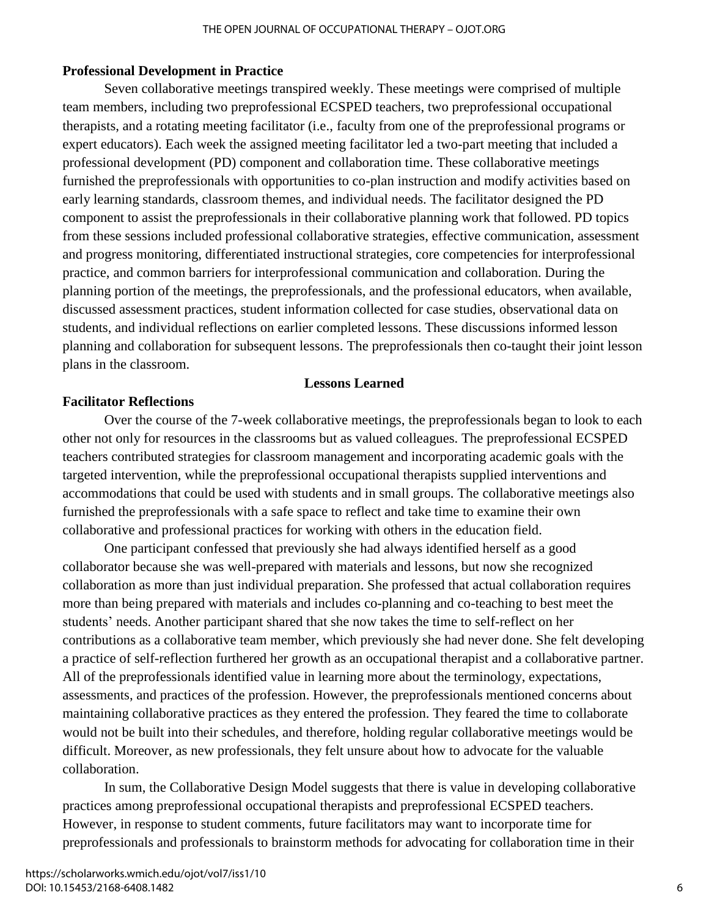**Professional Development in Practice**

Seven collaborative meetings transpired weekly. These meetings were comprised of multiple team members, including two preprofessional ECSPED teachers, two preprofessional occupational therapists, and a rotating meeting facilitator (i.e., faculty from one of the preprofessional programs or expert educators). Each week the assigned meeting facilitator led a two-part meeting that included a professional development (PD) component and collaboration time. These collaborative meetings furnished the preprofessionals with opportunities to co-plan instruction and modify activities based on early learning standards, classroom themes, and individual needs. The facilitator designed the PD component to assist the preprofessionals in their collaborative planning work that followed. PD topics from these sessions included professional collaborative strategies, effective communication, assessment and progress monitoring, differentiated instructional strategies, core competencies for interprofessional practice, and common barriers for interprofessional communication and collaboration. During the planning portion of the meetings, the preprofessionals, and the professional educators, when available, discussed assessment practices, student information collected for case studies, observational data on students, and individual reflections on earlier completed lessons. These discussions informed lesson planning and collaboration for subsequent lessons. The preprofessionals then co-taught their joint lesson plans in the classroom.

## Lessons Learned

**Facilitator Reflections**

Over the course of the 7-week collaborative meetings, the preprofessionals began to look to each other not only for resources in the classrooms but as valued colleagues. The preprofessional ECSPED teachers contributed strategies for classroom management and incorporating academic goals with the targeted intervention, while the preprofessional occupational therapists supplied interventions and accommodations that could be used with students and in small groups. The collaborative meetings also furnished the preprofessionals with a safe space to reflect and take time to examine their own collaborative and professional practices for working with others in the education field.

One participant confessed that previously she had always identified herself as a good collaborator because she was well-prepared with materials and lessons, but now she recognized collaboration as more than just individual preparation. She professed that actual collaboration requires more than being prepared with materials and includes co-planning and co-teaching to best meet the students' needs. Another participant shared that she now takes the time to self-reflect on her contributions as a collaborative team member, which previously she had never done. She felt developing a practice of self-reflection furthered her growth as an occupational therapist and a collaborative partner. All of the preprofessionals identified value in learning more about the terminology, expectations, assessments, and practices of the profession. However, the preprofessionals mentioned concerns about maintaining collaborative practices as they entered the profession. They feared the time to collaborate would not be built into their schedules, and therefore, holding regular collaborative meetings would be difficult. Moreover, as new professionals, they felt unsure about how to advocate for the valuable collaboration.

In sum, the Collaborative Design Model suggests that there is value in developing collaborative practices among preprofessional occupational therapists and preprofessional ECSPED teachers. However, in response to student comments, future facilitators may want to incorporate time for preprofessionals and professionals to brainstorm methods for advocating for collaboration time in their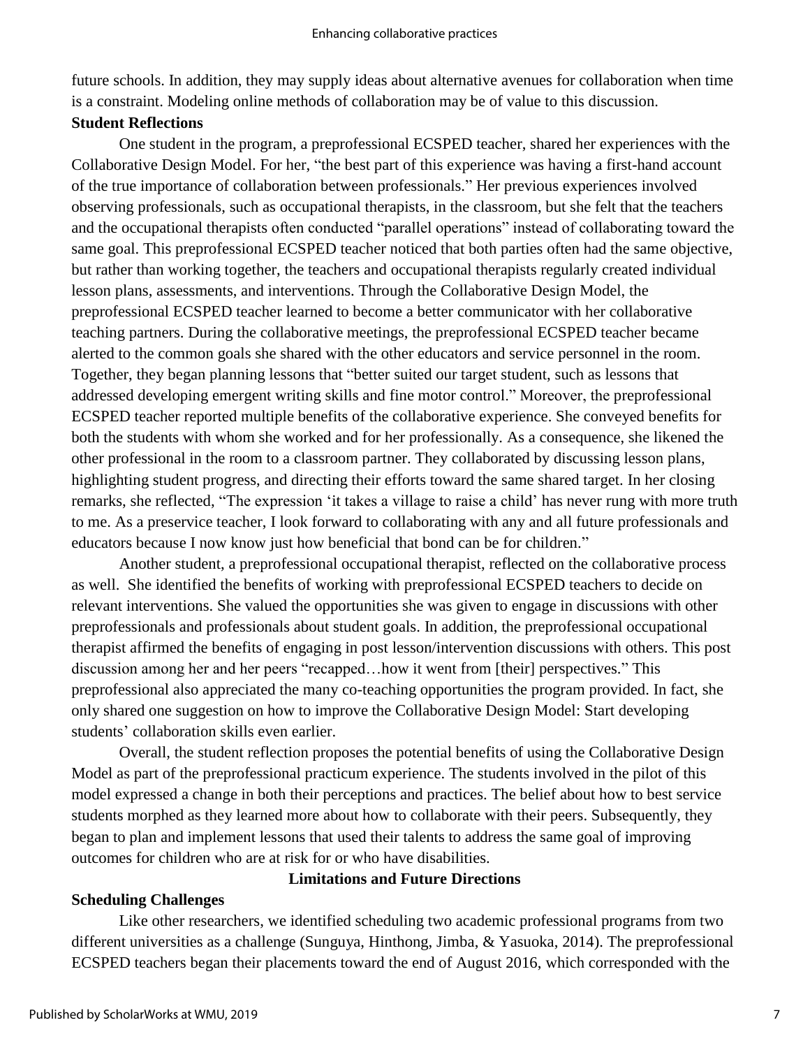future schools. In addition, they may supply ideas about alternative avenues for collaboration when time is a constraint. Modeling online methods of collaboration may be of value to this discussion.

**Student Reflections**

One student in the program, a preprofessional ECSPED teacher, shared her experiences with the Collaborative Design Model. For her, "the best part of this experience was having a first-hand account of the true importance of collaboration between professionals." Her previous experiences involved observing professionals, such as occupational therapists, in the classroom, but she felt that the teachers and the occupational therapists often conducted "parallel operations" instead of collaborating toward the same goal. This preprofessional ECSPED teacher noticed that both parties often had the same objective, but rather than working together, the teachers and occupational therapists regularly created individual lesson plans, assessments, and interventions. Through the Collaborative Design Model, the preprofessional ECSPED teacher learned to become a better communicator with her collaborative teaching partners. During the collaborative meetings, the preprofessional ECSPED teacher became alerted to the common goals she shared with the other educators and service personnel in the room. Together, they began planning lessons that "better suited our target student, such as lessons that addressed developing emergent writing skills and fine motor control." Moreover, the preprofessional ECSPED teacher reported multiple benefits of the collaborative experience. She conveyed benefits for both the students with whom she worked and for her professionally. As a consequence, she likened the other professional in the room to a classroom partner. They collaborated by discussing lesson plans, highlighting student progress, and directing their efforts toward the same shared target. In her closing remarks, she reflected, "The expression 'it takes a village to raise a child' has never rung with more truth to me. As a preservice teacher, I look forward to collaborating with any and all future professionals and educators because I now know just how beneficial that bond can be for children."

Another student, a preprofessional occupational therapist, reflected on the collaborative process as well. She identified the benefits of working with preprofessional ECSPED teachers to decide on relevant interventions. She valued the opportunities she was given to engage in discussions with other preprofessionals and professionals about student goals. In addition, the preprofessional occupational therapist affirmed the benefits of engaging in post lesson/intervention discussions with others. This post discussion among her and her peers "recapped…how it went from [their] perspectives." This preprofessional also appreciated the many co-teaching opportunities the program provided. In fact, she only shared one suggestion on how to improve the Collaborative Design Model: Start developing students' collaboration skills even earlier.

Overall, the student reflection proposes the potential benefits of using the Collaborative Design Model as part of the preprofessional practicum experience. The students involved in the pilot of this model expressed a change in both their perceptions and practices. The belief about how to best service students morphed as they learned more about how to collaborate with their peers. Subsequently, they began to plan and implement lessons that used their talents to address the same goal of improving outcomes for children who are at risk for or who have disabilities.

## Limitations and Future Directions

**Scheduling Challenges**

Like other researchers, we identified scheduling two academic professional programs from two different universities as a challenge (Sunguya, Hinthong, Jimba, & Yasuoka, 2014). The preprofessional ECSPED teachers began their placements toward the end of August 2016, which corresponded with the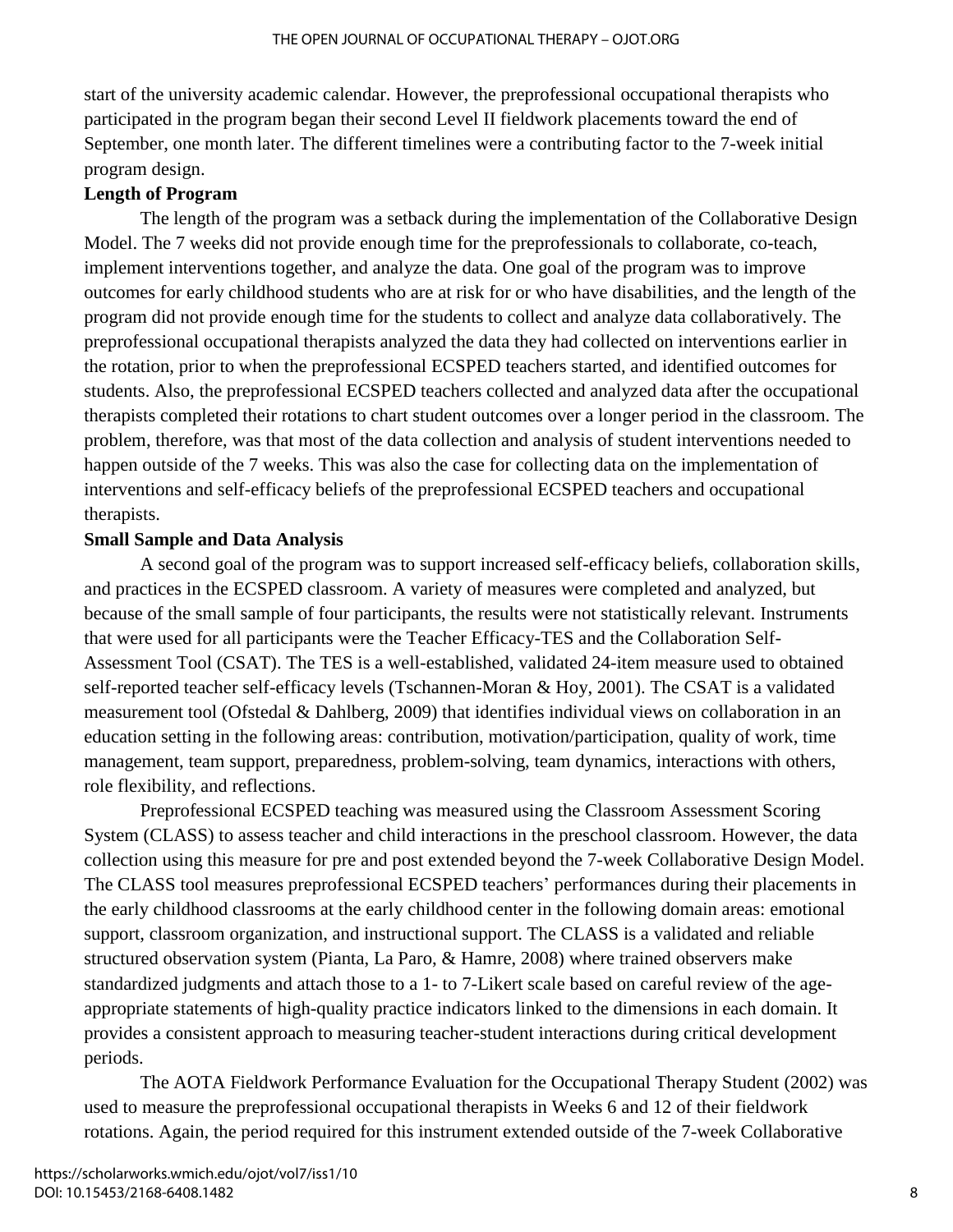start of the university academic calendar. However, the preprofessional occupational therapists who participated in the program began their second Level II fieldwork placements toward the end of September, one month later. The different timelines were a contributing factor to the 7-week initial program design.

**Length of Program**

The length of the program was a setback during the implementation of the Collaborative Design Model. The 7 weeks did not provide enough time for the preprofessionals to collaborate, co-teach, implement interventions together, and analyze the data. One goal of the program was to improve outcomes for early childhood students who are at risk for or who have disabilities, and the length of the program did not provide enough time for the students to collect and analyze data collaboratively. The preprofessional occupational therapists analyzed the data they had collected on interventions earlier in the rotation, prior to when the preprofessional ECSPED teachers started, and identified outcomes for students. Also, the preprofessional ECSPED teachers collected and analyzed data after the occupational therapists completed their rotations to chart student outcomes over a longer period in the classroom. The problem, therefore, was that most of the data collection and analysis of student interventions needed to happen outside of the 7 weeks. This was also the case for collecting data on the implementation of interventions and self-efficacy beliefs of the preprofessional ECSPED teachers and occupational therapists.

**Small Sample and Data Analysis**

A second goal of the program was to support increased self-efficacy beliefs, collaboration skills, and practices in the ECSPED classroom. A variety of measures were completed and analyzed, but because of the small sample of four participants, the results were not statistically relevant. Instruments that were used for all participants were the Teacher Efficacy-TES and the Collaboration Self-Assessment Tool (CSAT). The TES is a well-established, validated 24-item measure used to obtained self-reported teacher self-efficacy levels (Tschannen-Moran & Hoy, 2001). The CSAT is a validated measurement tool (Ofstedal & Dahlberg, 2009) that identifies individual views on collaboration in an education setting in the following areas: contribution, motivation/participation, quality of work, time management, team support, preparedness, problem-solving, team dynamics, interactions with others, role flexibility, and reflections.

Preprofessional ECSPED teaching was measured using the Classroom Assessment Scoring System (CLASS) to assess teacher and child interactions in the preschool classroom. However, the data collection using this measure for pre and post extended beyond the 7-week Collaborative Design Model. The CLASS tool measures preprofessional ECSPED teachers' performances during their placements in the early childhood classrooms at the early childhood center in the following domain areas: emotional support, classroom organization, and instructional support. The CLASS is a validated and reliable structured observation system (Pianta, La Paro, & Hamre, 2008) where trained observers make standardized judgments and attach those to a 1- to 7-Likert scale based on careful review of the age-appropriate statements of high-quality practice indicators linked to the dimensions in each domain. It provides a consistent approach to measuring teacher-student interactions during critical development periods.

The AOTA Fieldwork Performance Evaluation for the Occupational Therapy Student (2002) was used to measure the preprofessional occupational therapists in Weeks 6 and 12 of their fieldwork rotations. Again, the period required for this instrument extended outside of the 7-week Collaborative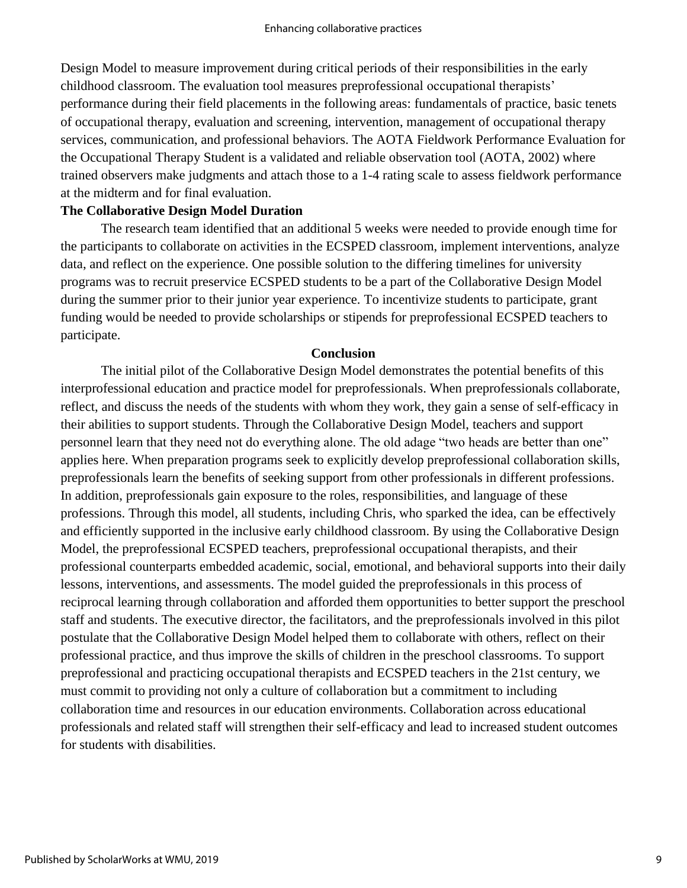Design Model to measure improvement during critical periods of their responsibilities in the early childhood classroom. The evaluation tool measures preprofessional occupational therapists' performance during their field placements in the following areas: fundamentals of practice, basic tenets of occupational therapy, evaluation and screening, intervention, management of occupational therapy services, communication, and professional behaviors. The AOTA Fieldwork Performance Evaluation for the Occupational Therapy Student is a validated and reliable observation tool (AOTA, 2002) where trained observers make judgments and attach those to a 1-4 rating scale to assess fieldwork performance at the midterm and for final evaluation.

**The Collaborative Design Model Duration**

The research team identified that an additional 5 weeks were needed to provide enough time for the participants to collaborate on activities in the ECSPED classroom, implement interventions, analyze data, and reflect on the experience. One possible solution to the differing timelines for university programs was to recruit preservice ECSPED students to be a part of the Collaborative Design Model during the summer prior to their junior year experience. To incentivize students to participate, grant funding would be needed to provide scholarships or stipends for preprofessional ECSPED teachers to participate.

## Conclusion

The initial pilot of the Collaborative Design Model demonstrates the potential benefits of this interprofessional education and practice model for preprofessionals. When preprofessionals collaborate, reflect, and discuss the needs of the students with whom they work, they gain a sense of self-efficacy in their abilities to support students. Through the Collaborative Design Model, teachers and support personnel learn that they need not do everything alone. The old adage "two heads are better than one" applies here. When preparation programs seek to explicitly develop preprofessional collaboration skills, preprofessionals learn the benefits of seeking support from other professionals in different professions. In addition, preprofessionals gain exposure to the roles, responsibilities, and language of these professions. Through this model, all students, including Chris, who sparked the idea, can be effectively and efficiently supported in the inclusive early childhood classroom. By using the Collaborative Design Model, the preprofessional ECSPED teachers, preprofessional occupational therapists, and their professional counterparts embedded academic, social, emotional, and behavioral supports into their daily lessons, interventions, and assessments. The model guided the preprofessionals in this process of reciprocal learning through collaboration and afforded them opportunities to better support the preschool staff and students. The executive director, the facilitators, and the preprofessionals involved in this pilot postulate that the Collaborative Design Model helped them to collaborate with others, reflect on their professional practice, and thus improve the skills of children in the preschool classrooms. To support preprofessional and practicing occupational therapists and ECSPED teachers in the 21st century, we must commit to providing not only a culture of collaboration but a commitment to including collaboration time and resources in our education environments. Collaboration across educational professionals and related staff will strengthen their self-efficacy and lead to increased student outcomes for students with disabilities.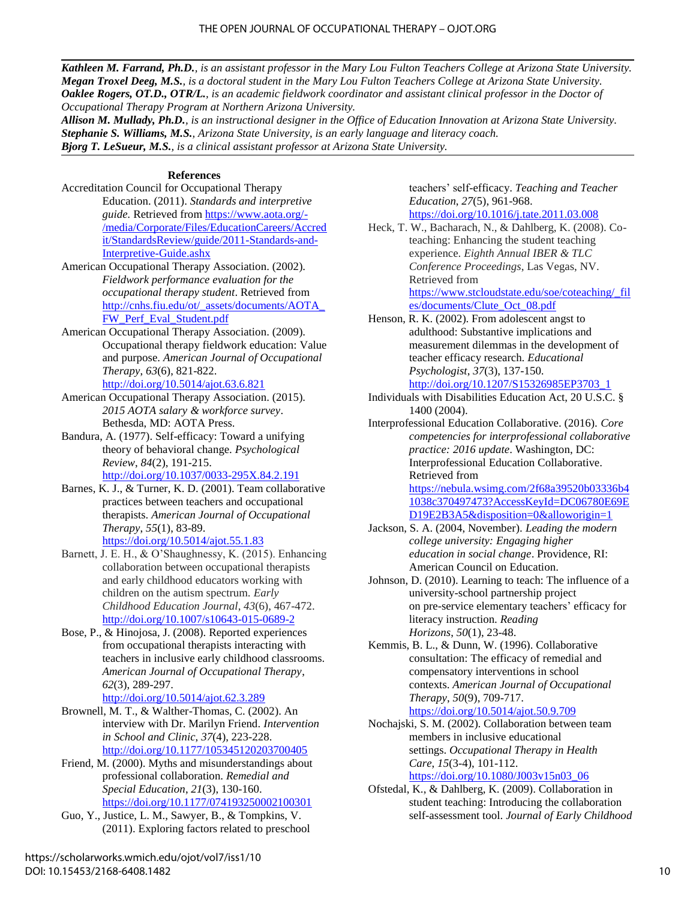***Kathleen M. Farrand, Ph.D.***, *is an assistant professor in the Mary Lou Fulton Teachers College at Arizona State University.*
***Megan Troxel Deeg, M.S.***, *is a doctoral student in the Mary Lou Fulton Teachers College at Arizona State University.*
***Oaklee Rogers, OT.D., OTR/L.***, *is an academic fieldwork coordinator and assistant clinical professor in the Doctor of Occupational Therapy Program at Northern Arizona University.*
***Allison M. Mullady, Ph.D.***, *is an instructional designer in the Office of Education Innovation at Arizona State University.*
***Stephanie S. Williams, M.S.***, *Arizona State University, is an early language and literacy coach.*
***Bjorg T. LeSueur, M.S.***, *is a clinical assistant professor at Arizona State University.*

**References**

Accreditation Council for Occupational Therapy Education. (2011). *Standards and interpretive guide.* Retrieved from https://www.aota.org/-/media/Corporate/Files/EducationCareers/Accredit/StandardsReview/guide/2011-Standards-and-Interpretive-Guide.ashx

American Occupational Therapy Association. (2002). *Fieldwork performance evaluation for the occupational therapy student*. Retrieved from http://cnhs.fiu.edu/ot/_assets/documents/AOTA_FW_Perf_Eval_Student.pdf

American Occupational Therapy Association. (2009). Occupational therapy fieldwork education: Value and purpose. *American Journal of Occupational Therapy*, *63*(6), 821-822. http://doi.org/10.5014/ajot.63.6.821

American Occupational Therapy Association. (2015). *2015 AOTA salary & workforce survey*. Bethesda, MD: AOTA Press.

Bandura, A. (1977). Self-efficacy: Toward a unifying theory of behavioral change. *Psychological Review*, *84*(2), 191-215. http://doi.org/10.1037/0033-295X.84.2.191

Barnes, K. J., & Turner, K. D. (2001). Team collaborative practices between teachers and occupational therapists. *American Journal of Occupational Therapy*, *55*(1), 83-89. https://doi.org/10.5014/ajot.55.1.83

Barnett, J. E. H., & O'Shaughnessy, K. (2015). Enhancing collaboration between occupational therapists and early childhood educators working with children on the autism spectrum. *Early Childhood Education Journal*, *43*(6), 467-472. http://doi.org/10.1007/s10643-015-0689-2

Bose, P., & Hinojosa, J. (2008). Reported experiences from occupational therapists interacting with teachers in inclusive early childhood classrooms. *American Journal of Occupational Therapy*, *62*(3), 289-297. http://doi.org/10.5014/ajot.62.3.289

Brownell, M. T., & Walther-Thomas, C. (2002). An interview with Dr. Marilyn Friend. *Intervention in School and Clinic*, *37*(4), 223-228. http://doi.org/10.1177/105345120203700405

Friend, M. (2000). Myths and misunderstandings about professional collaboration. *Remedial and Special Education*, *21*(3), 130-160. https://doi.org/10.1177/074193250002100301

Guo, Y., Justice, L. M., Sawyer, B., & Tompkins, V. (2011). Exploring factors related to preschool teachers' self-efficacy. *Teaching and Teacher Education*, *27*(5), 961-968. https://doi.org/10.1016/j.tate.2011.03.008

Heck, T. W., Bacharach, N., & Dahlberg, K. (2008). Co-teaching: Enhancing the student teaching experience. *Eighth Annual IBER & TLC Conference Proceedings*, Las Vegas, NV. Retrieved from https://www.stcloudstate.edu/soe/coteaching/_files/documents/Clute_Oct_08.pdf

Henson, R. K. (2002). From adolescent angst to adulthood: Substantive implications and measurement dilemmas in the development of teacher efficacy research. *Educational Psychologist*, *37*(3), 137-150. http://doi.org/10.1207/S15326985EP3703_1

Individuals with Disabilities Education Act, 20 U.S.C. § 1400 (2004).

Interprofessional Education Collaborative. (2016). *Core competencies for interprofessional collaborative practice: 2016 update*. Washington, DC: Interprofessional Education Collaborative. Retrieved from https://nebula.wsimg.com/2f68a39520b03336b41038c370497473?AccessKeyId=DC06780E69ED19E2B3A5&disposition=0&alloworigin=1

Jackson, S. A. (2004, November). *Leading the modern college university: Engaging higher education in social change*. Providence, RI: American Council on Education.

Johnson, D. (2010). Learning to teach: The influence of a university-school partnership project on pre-service elementary teachers' efficacy for literacy instruction. *Reading Horizons*, *50*(1), 23-48.

Kemmis, B. L., & Dunn, W. (1996). Collaborative consultation: The efficacy of remedial and compensatory interventions in school contexts. *American Journal of Occupational Therapy*, *50*(9), 709-717. https://doi.org/10.5014/ajot.50.9.709

Nochajski, S. M. (2002). Collaboration between team members in inclusive educational settings. *Occupational Therapy in Health Care*, *15*(3-4), 101-112. https://doi.org/10.1080/J003v15n03_06

Ofstedal, K., & Dahlberg, K. (2009). Collaboration in student teaching: Introducing the collaboration self-assessment tool. *Journal of Early Childhood*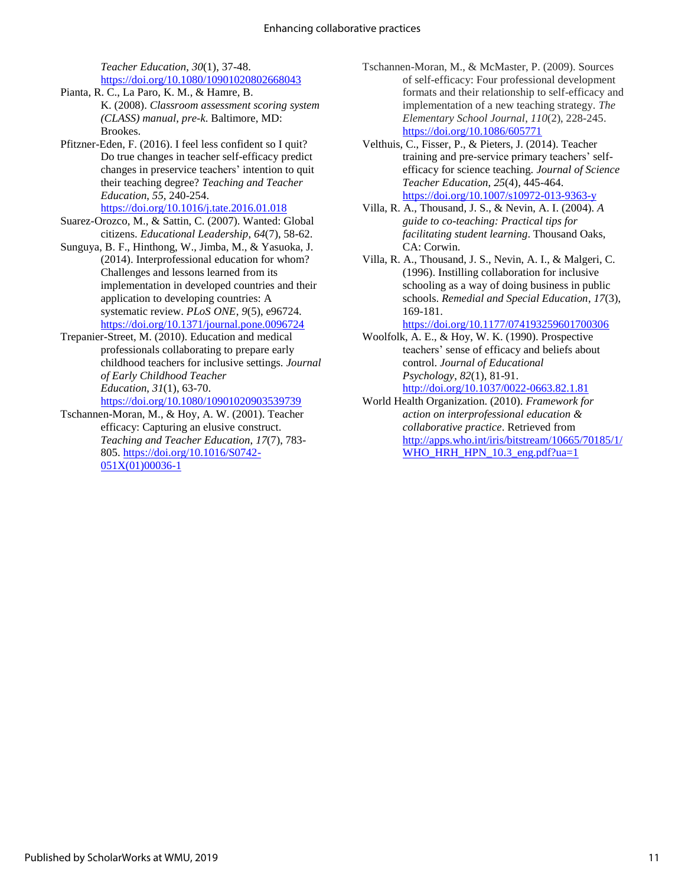*Teacher Education*, *30*(1), 37-48. https://doi.org/10.1080/10901020802668043

Pianta, R. C., La Paro, K. M., & Hamre, B. K. (2008). *Classroom assessment scoring system (CLASS) manual, pre-k*. Baltimore, MD: Brookes.

Pfitzner-Eden, F. (2016). I feel less confident so I quit? Do true changes in teacher self-efficacy predict changes in preservice teachers' intention to quit their teaching degree? *Teaching and Teacher Education*, *55*, 240-254. https://doi.org/10.1016/j.tate.2016.01.018

Suarez-Orozco, M., & Sattin, C. (2007). Wanted: Global citizens. *Educational Leadership*, *64*(7), 58-62.

Sunguya, B. F., Hinthong, W., Jimba, M., & Yasuoka, J. (2014). Interprofessional education for whom? Challenges and lessons learned from its implementation in developed countries and their application to developing countries: A systematic review. *PLoS ONE*, *9*(5), e96724. https://doi.org/10.1371/journal.pone.0096724

Trepanier-Street, M. (2010). Education and medical professionals collaborating to prepare early childhood teachers for inclusive settings. *Journal of Early Childhood Teacher Education*, *31*(1), 63-70. https://doi.org/10.1080/10901020903539739

Tschannen-Moran, M., & Hoy, A. W. (2001). Teacher efficacy: Capturing an elusive construct. *Teaching and Teacher Education*, *17*(7), 783-805. https://doi.org/10.1016/S0742-051X(01)00036-1

Tschannen-Moran, M., & McMaster, P. (2009). Sources of self-efficacy: Four professional development formats and their relationship to self-efficacy and implementation of a new teaching strategy. *The Elementary School Journal*, *110*(2), 228-245. https://doi.org/10.1086/605771

Velthuis, C., Fisser, P., & Pieters, J. (2014). Teacher training and pre-service primary teachers' self-efficacy for science teaching. *Journal of Science Teacher Education*, *25*(4), 445-464. https://doi.org/10.1007/s10972-013-9363-y

Villa, R. A., Thousand, J. S., & Nevin, A. I. (2004). *A guide to co-teaching: Practical tips for facilitating student learning*. Thousand Oaks, CA: Corwin.

Villa, R. A., Thousand, J. S., Nevin, A. I., & Malgeri, C. (1996). Instilling collaboration for inclusive schooling as a way of doing business in public schools. *Remedial and Special Education*, *17*(3), 169-181. https://doi.org/10.1177/074193259601700306

Woolfolk, A. E., & Hoy, W. K. (1990). Prospective teachers' sense of efficacy and beliefs about control. *Journal of Educational Psychology*, *82*(1), 81-91. http://doi.org/10.1037/0022-0663.82.1.81

World Health Organization. (2010). *Framework for action on interprofessional education & collaborative practice*. Retrieved from http://apps.who.int/iris/bitstream/10665/70185/1/WHO_HRH_HPN_10.3_eng.pdf?ua=1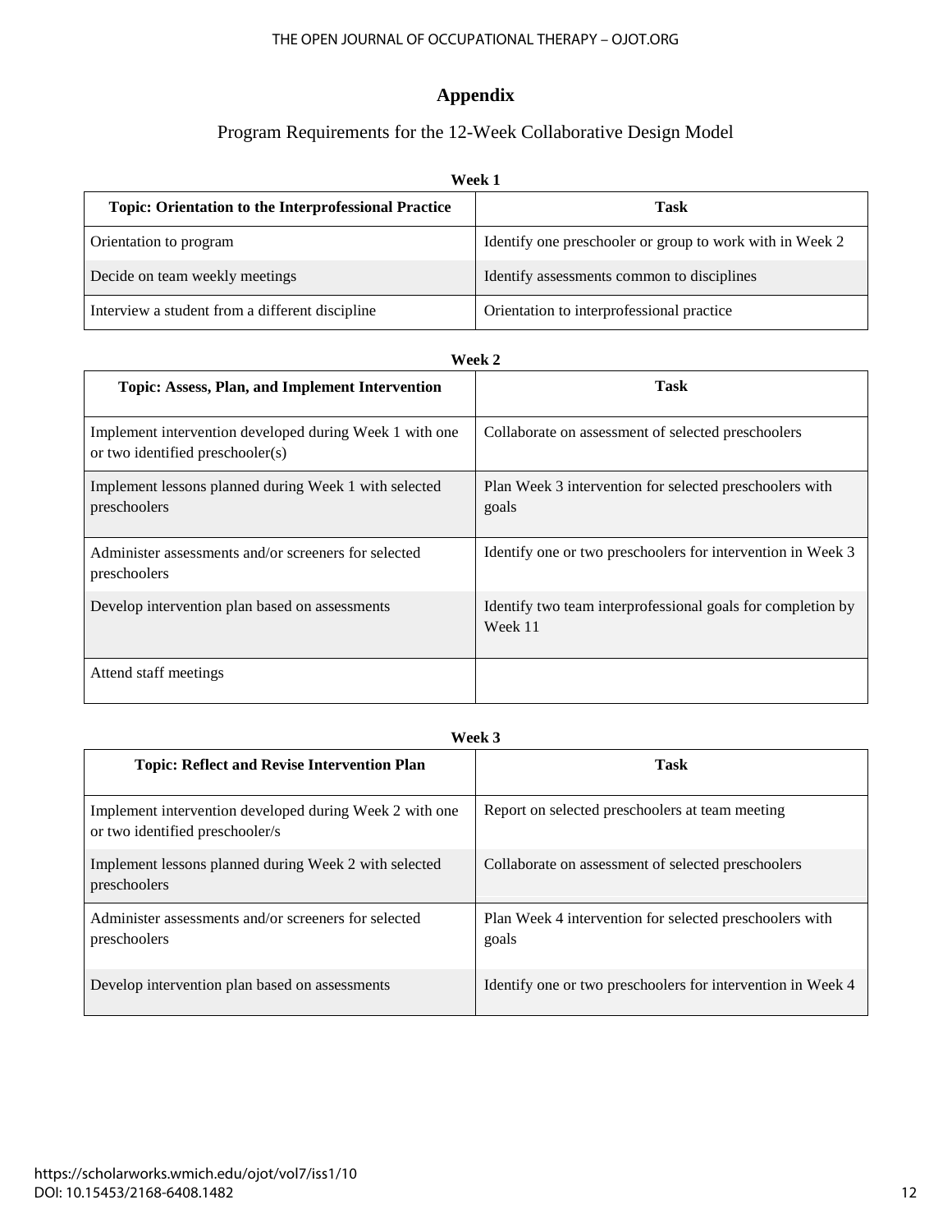# Appendix

## Program Requirements for the 12-Week Collaborative Design Model

**Week 1**

| Topic: Orientation to the Interprofessional Practice | Task |
|---|---|
| Orientation to program | Identify one preschooler or group to work with in Week 2 |
| Decide on team weekly meetings | Identify assessments common to disciplines |
| Interview a student from a different discipline | Orientation to interprofessional practice |

**Week 2**

| Topic: Assess, Plan, and Implement Intervention | Task |
|---|---|
| Implement intervention developed during Week 1 with one or two identified preschooler(s) | Collaborate on assessment of selected preschoolers |
| Implement lessons planned during Week 1 with selected preschoolers | Plan Week 3 intervention for selected preschoolers with goals |
| Administer assessments and/or screeners for selected preschoolers | Identify one or two preschoolers for intervention in Week 3 |
| Develop intervention plan based on assessments | Identify two team interprofessional goals for completion by Week 11 |
| Attend staff meetings | |

**Week 3**

| Topic: Reflect and Revise Intervention Plan | Task |
|---|---|
| Implement intervention developed during Week 2 with one or two identified preschooler/s | Report on selected preschoolers at team meeting |
| Implement lessons planned during Week 2 with selected preschoolers | Collaborate on assessment of selected preschoolers |
| Administer assessments and/or screeners for selected preschoolers | Plan Week 4 intervention for selected preschoolers with goals |
| Develop intervention plan based on assessments | Identify one or two preschoolers for intervention in Week 4 |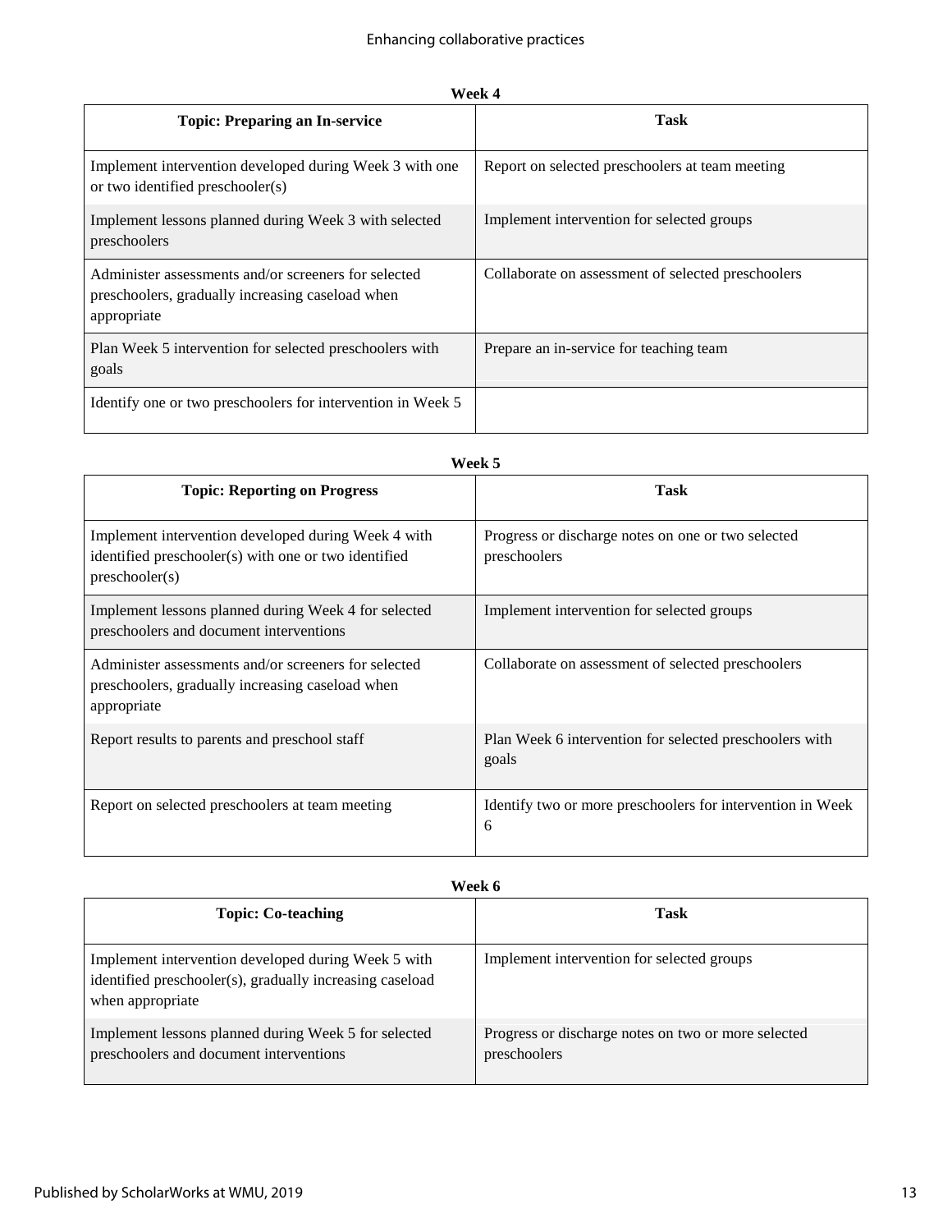**Week 4**

| Topic: Preparing an In-service | Task |
|---|---|
| Implement intervention developed during Week 3 with one or two identified preschooler(s) | Report on selected preschoolers at team meeting |
| Implement lessons planned during Week 3 with selected preschoolers | Implement intervention for selected groups |
| Administer assessments and/or screeners for selected preschoolers, gradually increasing caseload when appropriate | Collaborate on assessment of selected preschoolers |
| Plan Week 5 intervention for selected preschoolers with goals | Prepare an in-service for teaching team |
| Identify one or two preschoolers for intervention in Week 5 | |

**Week 5**

| Topic: Reporting on Progress | Task |
|---|---|
| Implement intervention developed during Week 4 with identified preschooler(s) with one or two identified preschooler(s) | Progress or discharge notes on one or two selected preschoolers |
| Implement lessons planned during Week 4 for selected preschoolers and document interventions | Implement intervention for selected groups |
| Administer assessments and/or screeners for selected preschoolers, gradually increasing caseload when appropriate | Collaborate on assessment of selected preschoolers |
| Report results to parents and preschool staff | Plan Week 6 intervention for selected preschoolers with goals |
| Report on selected preschoolers at team meeting | Identify two or more preschoolers for intervention in Week 6 |

**Week 6**

| Topic: Co-teaching | Task |
|---|---|
| Implement intervention developed during Week 5 with identified preschooler(s), gradually increasing caseload when appropriate | Implement intervention for selected groups |
| Implement lessons planned during Week 5 for selected preschoolers and document interventions | Progress or discharge notes on two or more selected preschoolers |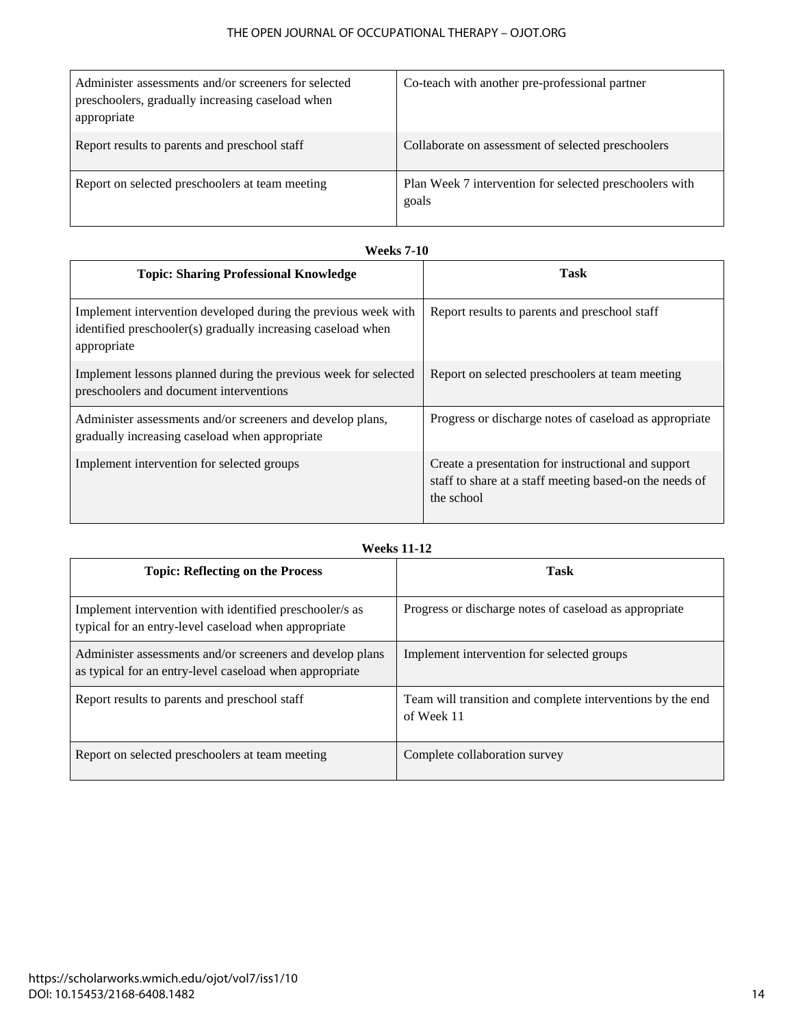| | |
|---|---|
| Administer assessments and/or screeners for selected preschoolers, gradually increasing caseload when appropriate | Co-teach with another pre-professional partner |
| Report results to parents and preschool staff | Collaborate on assessment of selected preschoolers |
| Report on selected preschoolers at team meeting | Plan Week 7 intervention for selected preschoolers with goals |

**Weeks 7-10**

| Topic: Sharing Professional Knowledge | Task |
|---|---|
| Implement intervention developed during the previous week with identified preschooler(s) gradually increasing caseload when appropriate | Report results to parents and preschool staff |
| Implement lessons planned during the previous week for selected preschoolers and document interventions | Report on selected preschoolers at team meeting |
| Administer assessments and/or screeners and develop plans, gradually increasing caseload when appropriate | Progress or discharge notes of caseload as appropriate |
| Implement intervention for selected groups | Create a presentation for instructional and support staff to share at a staff meeting based-on the needs of the school |

**Weeks 11-12**

| Topic: Reflecting on the Process | Task |
|---|---|
| Implement intervention with identified preschooler/s as typical for an entry-level caseload when appropriate | Progress or discharge notes of caseload as appropriate |
| Administer assessments and/or screeners and develop plans as typical for an entry-level caseload when appropriate | Implement intervention for selected groups |
| Report results to parents and preschool staff | Team will transition and complete interventions by the end of Week 11 |
| Report on selected preschoolers at team meeting | Complete collaboration survey |